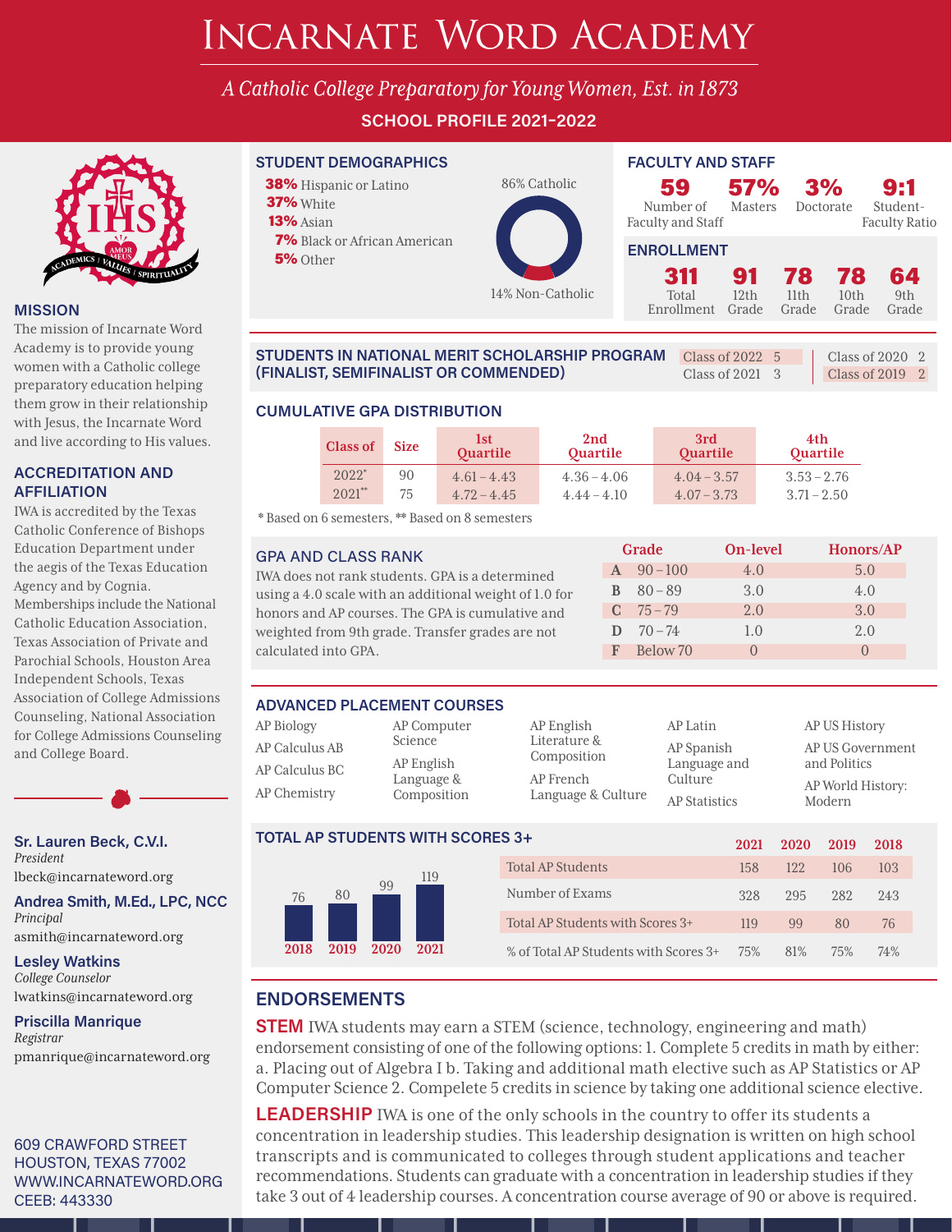# Incarnate Word Academy

*A Catholic College Preparatory for Young Women, Est. in 1873*

**SCHOOL PROFILE 2021-2022**

## MISSION

The mission of Incarnate Word Academy is to provide young women with a Catholic college preparatory education helping them grow in their relationship with Jesus, the Incarnate Word and live according to His values.

## ACCREDITATION AND AFFILIATION

IWA is accredited by the Texas Catholic Conference of Bishops Education Department under the aegis of the Texas Education Agency and by Cognia. Memberships include the National Catholic Education Association, Texas Association of Private and Parochial Schools, Houston Area Independent Schools, Texas Association of College Admissions Counseling, National Association for College Admissions Counseling and College Board.

**Sr. Lauren Beck, C.V.I.**
*President*
lbeck@incarnateword.org

**Andrea Smith, M.Ed., LPC, NCC**
*Principal*
asmith@incarnateword.org

**Lesley Watkins**
*College Counselor*
lwatkins@incarnateword.org

**Priscilla Manrique**
*Registrar*
pmanrique@incarnateword.org

609 CRAWFORD STREET
HOUSTON, TEXAS 77002
WWW.INCARNATEWORD.ORG
CEEB: 443330

## STUDENT DEMOGRAPHICS

- **38%** Hispanic or Latino
- **37%** White
- **13%** Asian
- **7%** Black or African American
- **5%** Other

86% Catholic
14% Non-Catholic

## FACULTY AND STAFF

| 59 | 57% | 3% | 9:1 |
|---|---|---|---|
| Number of Faculty and Staff | Masters | Doctorate | Student-Faculty Ratio |

## ENROLLMENT

| 311 | 91 | 78 | 78 | 64 |
|---|---|---|---|---|
| Total Enrollment | 12th Grade | 11th Grade | 10th Grade | 9th Grade |

## STUDENTS IN NATIONAL MERIT SCHOLARSHIP PROGRAM (FINALIST, SEMIFINALIST OR COMMENDED)

| Class | Students |
|---|---|
| Class of 2022 | 5 |
| Class of 2021 | 3 |
| Class of 2020 | 2 |
| Class of 2019 | 2 |

## CUMULATIVE GPA DISTRIBUTION

| Class of | Size | 1st Quartile | 2nd Quartile | 3rd Quartile | 4th Quartile |
|---|---|---|---|---|---|
| 2022* | 90 | 4.61 – 4.43 | 4.36 – 4.06 | 4.04 – 3.57 | 3.53 – 2.76 |
| 2021** | 75 | 4.72 – 4.45 | 4.44 – 4.10 | 4.07 – 3.73 | 3.71 – 2.50 |

* Based on 6 semesters, ** Based on 8 semesters

## GPA AND CLASS RANK

IWA does not rank students. GPA is a determined using a 4.0 scale with an additional weight of 1.0 for honors and AP courses. The GPA is cumulative and weighted from 9th grade. Transfer grades are not calculated into GPA.

| Grade | | On-level | Honors/AP |
|---|---|---|---|
| A | 90 – 100 | 4.0 | 5.0 |
| B | 80 – 89 | 3.0 | 4.0 |
| C | 75 – 79 | 2.0 | 3.0 |
| D | 70 – 74 | 1.0 | 2.0 |
| F | Below 70 | 0 | 0 |

## ADVANCED PLACEMENT COURSES

- AP Biology
- AP Calculus AB
- AP Calculus BC
- AP Chemistry
- AP Computer Science
- AP English Language & Composition
- AP English Literature & Composition
- AP French Language & Culture
- AP Latin
- AP Spanish Language and Culture
- AP Statistics
- AP US History
- AP US Government and Politics
- AP World History: Modern

## TOTAL AP STUDENTS WITH SCORES 3+

| 2018 | 2019 | 2020 | 2021 |
|---|---|---|---|
| 76 | 80 | 99 | 119 |

| | 2021 | 2020 | 2019 | 2018 |
|---|---|---|---|---|
| Total AP Students | 158 | 122 | 106 | 103 |
| Number of Exams | 328 | 295 | 282 | 243 |
| Total AP Students with Scores 3+ | 119 | 99 | 80 | 76 |
| % of Total AP Students with Scores 3+ | 75% | 81% | 75% | 74% |

## ENDORSEMENTS

**STEM** IWA students may earn a STEM (science, technology, engineering and math) endorsement consisting of one of the following options: 1. Complete 5 credits in math by either: a. Placing out of Algebra I b. Taking and additional math elective such as AP Statistics or AP Computer Science 2. Compelete 5 credits in science by taking one additional science elective.

**LEADERSHIP** IWA is one of the only schools in the country to offer its students a concentration in leadership studies. This leadership designation is written on high school transcripts and is communicated to colleges through student applications and teacher recommendations. Students can graduate with a concentration in leadership studies if they take 3 out of 4 leadership courses. A concentration course average of 90 or above is required.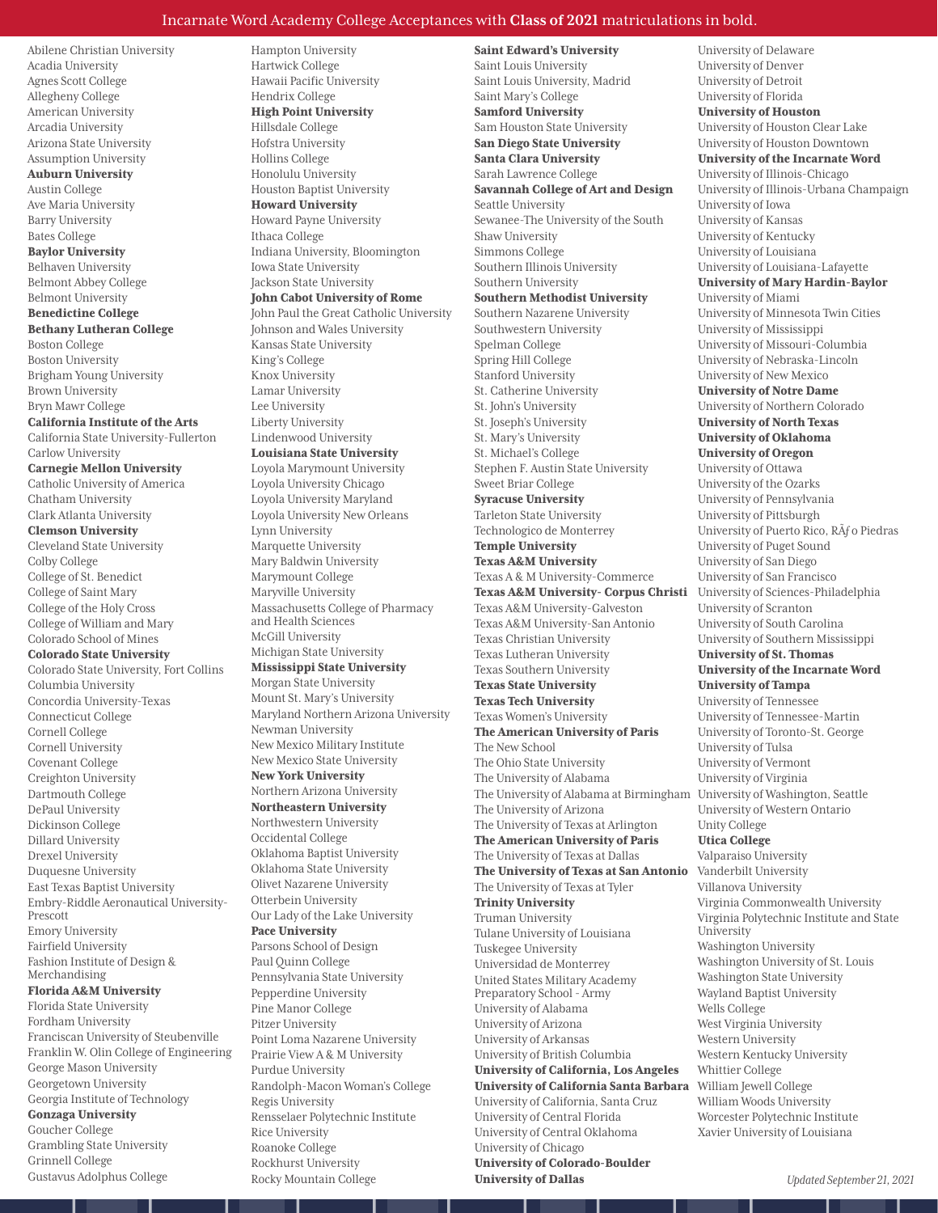# Incarnate Word Academy College Acceptances with **Class of 2021 matriculations in bold.**

Abilene Christian University
Acadia University
Agnes Scott College
Allegheny College
American University
Arcadia University
Arizona State University
Assumption University
**Auburn University**
Austin College
Ave Maria University
Barry University
Bates College
**Baylor University**
Belhaven University
Belmont Abbey College
Belmont University
**Benedictine College**
**Bethany Lutheran College**
Boston College
Boston University
Brigham Young University
Brown University
Bryn Mawr College
**California Institute of the Arts**
California State University-Fullerton
Carlow University
**Carnegie Mellon University**
Catholic University of America
Chatham University
Clark Atlanta University
**Clemson University**
Cleveland State University
Colby College
College of St. Benedict
College of Saint Mary
College of the Holy Cross
College of William and Mary
Colorado School of Mines
**Colorado State University**
Colorado State University, Fort Collins
Columbia University
Concordia University-Texas
Connecticut College
Cornell College
Cornell University
Covenant College
Creighton University
Dartmouth College
DePaul University
Dickinson College
Dillard University
Drexel University
Duquesne University
East Texas Baptist University
Embry-Riddle Aeronautical University-Prescott
Emory University
Fairfield University
Fashion Institute of Design & Merchandising
**Florida A&M University**
Florida State University
Fordham University
Franciscan University of Steubenville
Franklin W. Olin College of Engineering
George Mason University
Georgetown University
Georgia Institute of Technology
**Gonzaga University**
Goucher College
Grambling State University
Grinnell College
Gustavus Adolphus College
Hampton University
Hartwick College
Hawaii Pacific University
Hendrix College
**High Point University**
Hillsdale College
Hofstra University
Hollins College
Honolulu University
Houston Baptist University
**Howard University**
Howard Payne University
Ithaca College
Indiana University, Bloomington
Iowa State University
Jackson State University
**John Cabot University of Rome**
John Paul the Great Catholic University
Johnson and Wales University
Kansas State University
King's College
Knox University
Lamar University
Lee University
Liberty University
Lindenwood University
**Louisiana State University**
Loyola Marymount University
Loyola University Chicago
Loyola University Maryland
Loyola University New Orleans
Lynn University
Marquette University
Mary Baldwin University
Marymount College
Maryville University
Massachusetts College of Pharmacy and Health Sciences
McGill University
Michigan State University
**Mississippi State University**
Morgan State University
Mount St. Mary's University
Maryland Northern Arizona University
Newman University
New Mexico Military Institute
New Mexico State University
**New York University**
Northern Arizona University
**Northeastern University**
Northwestern University
Occidental College
Oklahoma Baptist University
Oklahoma State University
Olivet Nazarene University
Otterbein University
Our Lady of the Lake University
**Pace University**
Parsons School of Design
Paul Quinn College
Pennsylvania State University
Pepperdine University
Pine Manor College
Pitzer University
Point Loma Nazarene University
Prairie View A & M University
Purdue University
Randolph-Macon Woman's College
Regis University
Rensselaer Polytechnic Institute
Rice University
Roanoke College
Rockhurst University
Rocky Mountain College
**Saint Edward's University**
Saint Louis University
Saint Louis University, Madrid
Saint Mary's College
**Samford University**
Sam Houston State University
**San Diego State University**
**Santa Clara University**
Sarah Lawrence College
**Savannah College of Art and Design**
Seattle University
Sewanee-The University of the South
Shaw University
Simmons College
Southern Illinois University
Southern University
**Southern Methodist University**
Southern Nazarene University
Southwestern University
Spelman College
Spring Hill College
Stanford University
St. Catherine University
St. John's University
St. Joseph's University
St. Mary's University
St. Michael's College
Stephen F. Austin State University
Sweet Briar College
**Syracuse University**
Tarleton State University
Technologico de Monterrey
**Temple University**
**Texas A&M University**
Texas A & M University-Commerce
**Texas A&M University- Corpus Christi**
Texas A&M University-Galveston
Texas A&M University-San Antonio
Texas Christian University
Texas Lutheran University
Texas Southern University
**Texas State University**
**Texas Tech University**
Texas Women's University
**The American University of Paris**
The New School
The Ohio State University
The University of Alabama
The University of Alabama at Birmingham
The University of Arizona
The University of Texas at Arlington
**The American University of Paris**
The University of Texas at Dallas
**The University of Texas at San Antonio**
The University of Texas at Tyler
**Trinity University**
Truman University
Tulane University of Louisiana
Tuskegee University
Universidad de Monterrey
United States Military Academy Preparatory School - Army
University of Alabama
University of Arizona
University of Arkansas
University of British Columbia
**University of California, Los Angeles**
**University of California Santa Barbara**
University of California, Santa Cruz
University of Central Florida
University of Central Oklahoma
University of Chicago
**University of Colorado-Boulder**
**University of Dallas**
University of Delaware
University of Denver
University of Detroit
University of Florida
**University of Houston**
University of Houston Clear Lake
University of Houston Downtown
**University of the Incarnate Word**
University of Illinois-Chicago
University of Illinois-Urbana Champaign
University of Iowa
University of Kansas
University of Kentucky
University of Louisiana
University of Louisiana-Lafayette
**University of Mary Hardin-Baylor**
University of Miami
University of Minnesota Twin Cities
University of Mississippi
University of Missouri-Columbia
University of Nebraska-Lincoln
University of New Mexico
**University of Notre Dame**
University of Northern Colorado
**University of North Texas**
**University of Oklahoma**
**University of Oregon**
University of Ottawa
University of the Ozarks
University of Pennsylvania
University of Pittsburgh
University of Puerto Rico, RÃƒo Piedras
University of Puget Sound
University of San Diego
University of San Francisco
University of Sciences-Philadelphia
University of Scranton
University of South Carolina
University of Southern Mississippi
**University of St. Thomas**
**University of the Incarnate Word**
**University of Tampa**
University of Tennessee
University of Tennessee-Martin
University of Toronto-St. George
University of Tulsa
University of Vermont
University of Virginia
University of Washington, Seattle
University of Western Ontario
Unity College
**Utica College**
Valparaiso University
Vanderbilt University
Villanova University
Virginia Commonwealth University
Virginia Polytechnic Institute and State University
Washington University
Washington University of St. Louis
Washington State University
Wayland Baptist University
Wells College
West Virginia University
Western University
Western Kentucky University
Whittier College
William Jewell College
William Woods University
Worcester Polytechnic Institute
Xavier University of Louisiana

*Updated September 21, 2021*